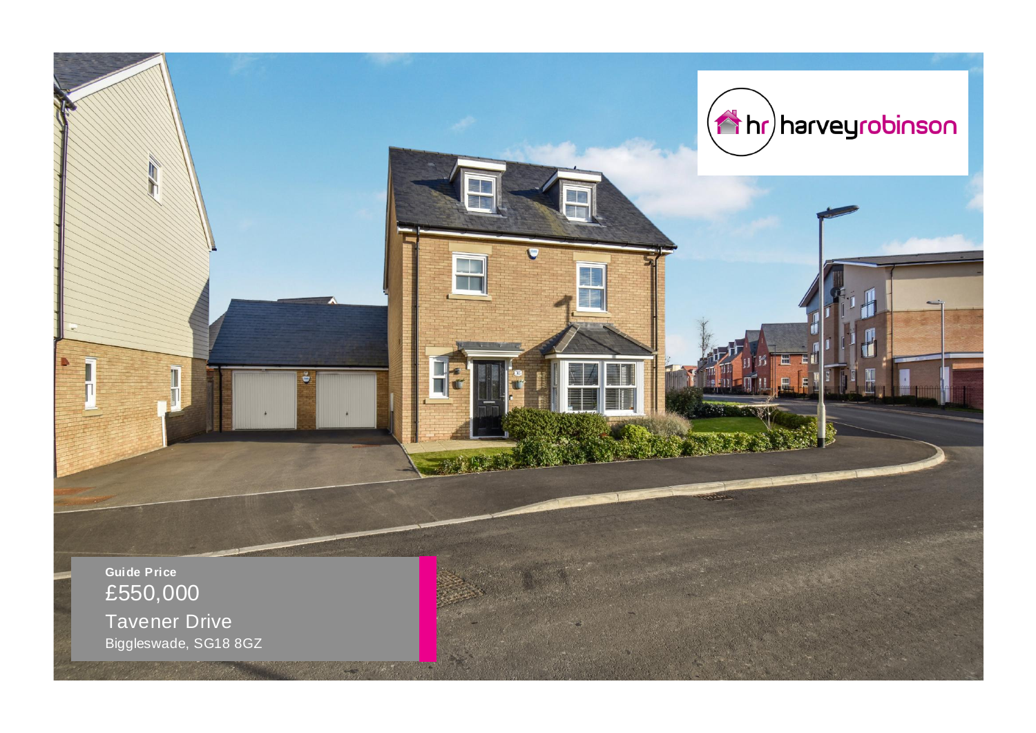harveyrobinson

**Guide Price**

£550,000

Tavener Drive

Biggleswade, SG18 8GZ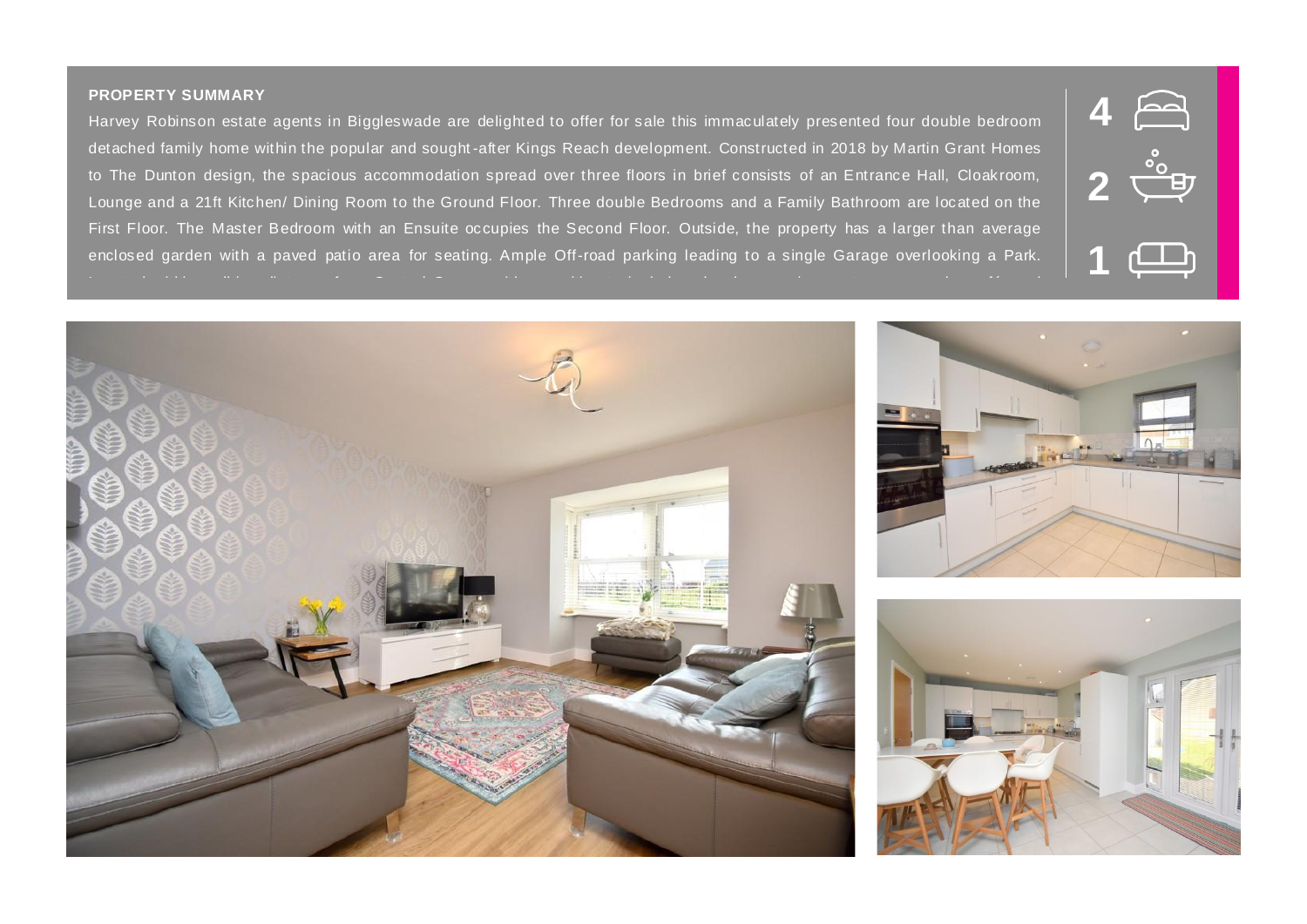**PROPERTY SUMMARY**

Harvey Robinson estate agents in Biggleswade are delighted to offer for sale this immaculately presented four double bedroom detached family home within the popular and sought-after Kings Reach development. Constructed in 2018 by Martin Grant Homes to The Dunton design, the spacious accommodation spread over three floors in brief consists of an Entrance Hall, Cloakroom, Lounge and a 21ft Kitchen/ Dining Room to the Ground Floor. Three double Bedrooms and a Family Bathroom are located on the First Floor. The Master Bedroom with an Ensuite occupies the Second Floor. Outside, the property has a larger than average enclosed garden with a paved patio area for seating. Ample Off-road parking leading to a single Garage overlooking a Park.

4 | 2 | 1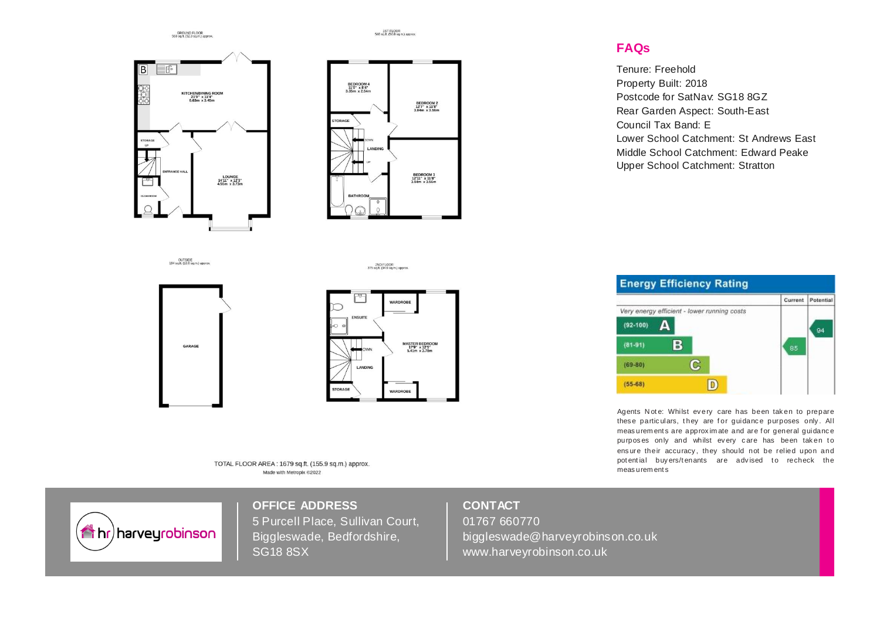GROUND FLOOR
563 sq.ft. (52.3 sq.m.) approx.

KITCHEN/DINING ROOM
21'9" x 11'4"
6.63m x 3.45m

STORAGE

ENTRANCE HALL

CLOAKROOM

LOUNGE
14'11" x 12'3"
4.55m x 3.73m

1ST FLOOR
546 sq.ft. (50.8 sq.m.) approx.

BEDROOM 4
11'0" x 8'4"
3.35m x 2.54m

BEDROOM 2
12'7" x 11'8"
3.84m x 3.56m

STORAGE

LANDING

BEDROOM 3
12'11" x 11'8"
3.94m x 3.56m

BATHROOM

OUTSIDE
194 sq.ft. (18.0 sq.m.) approx.

GARAGE

2ND FLOOR
375 sq.ft. (34.9 sq.m.) approx.

ENSUITE

WARDROBE

MASTER BEDROOM
17'9" x 12'5"
5.41m x 3.78m

LANDING

STORAGE

WARDROBE

TOTAL FLOOR AREA : 1679 sq.ft. (155.9 sq.m.) approx.
Made with Metropix ©2022

## FAQs

Tenure: Freehold
Property Built: 2018
Postcode for SatNav: SG18 8GZ
Rear Garden Aspect: South-East
Council Tax Band: E
Lower School Catchment: St Andrews East
Middle School Catchment: Edward Peake
Upper School Catchment: Stratton

Energy Efficiency Rating

Current: 85
Potential: 94

Very energy efficient - lower running costs
(92-100) A
(81-91) B
(69-80) C
(55-68) D

Agents Note: Whilst every care has been taken to prepare these particulars, they are for guidance purposes only. All measurements are approximate and are for general guidance purposes only and whilst every care has been taken to ensure their accuracy, they should not be relied upon and potential buyers/tenants are advised to recheck the measurements

hr harveyrobinson

**OFFICE ADDRESS**
5 Purcell Place, Sullivan Court,
Biggleswade, Bedfordshire,
SG18 8SX

**CONTACT**
01767 660770
biggleswade@harveyrobinson.co.uk
www.harveyrobinson.co.uk